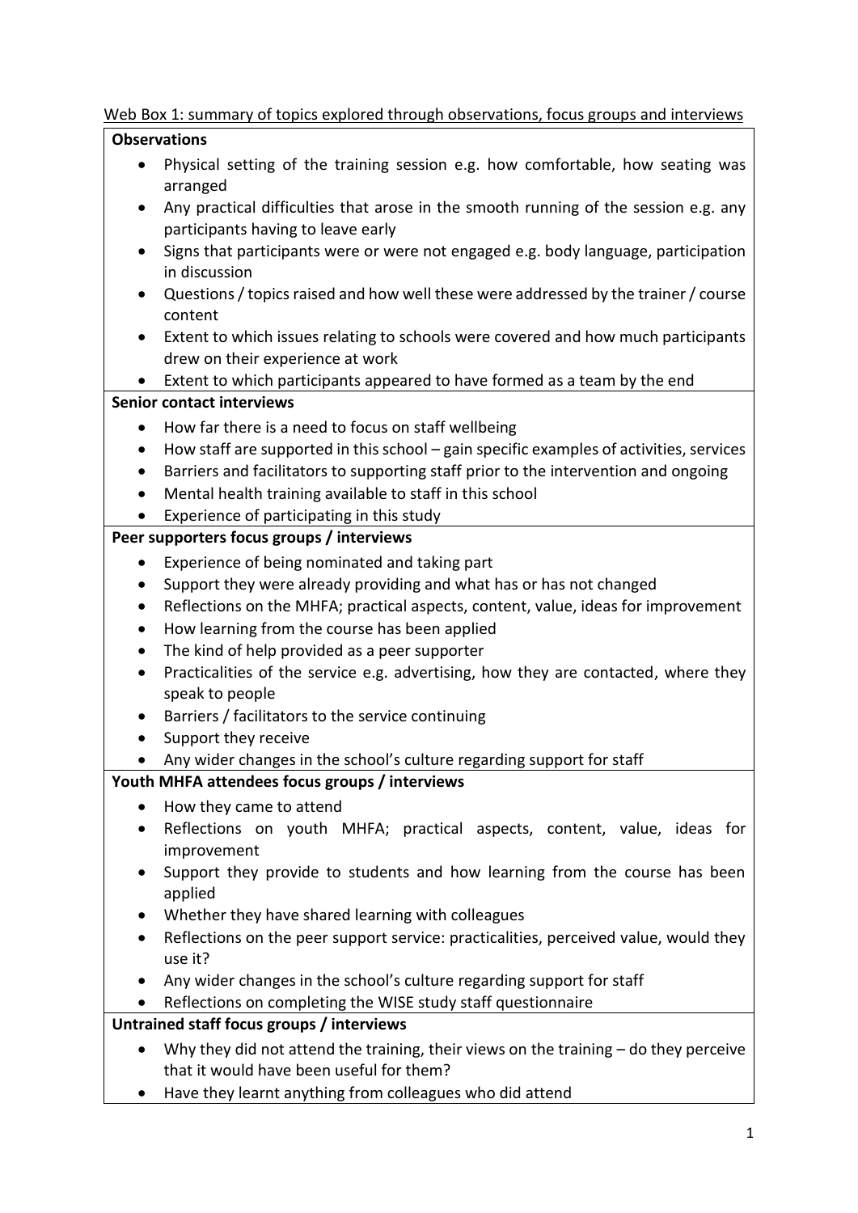Web Box 1: summary of topics explored through observations, focus groups and interviews

**Observations**

- Physical setting of the training session e.g. how comfortable, how seating was arranged
- Any practical difficulties that arose in the smooth running of the session e.g. any participants having to leave early
- Signs that participants were or were not engaged e.g. body language, participation in discussion
- Questions / topics raised and how well these were addressed by the trainer / course content
- Extent to which issues relating to schools were covered and how much participants drew on their experience at work
- Extent to which participants appeared to have formed as a team by the end

**Senior contact interviews**

- How far there is a need to focus on staff wellbeing
- How staff are supported in this school – gain specific examples of activities, services
- Barriers and facilitators to supporting staff prior to the intervention and ongoing
- Mental health training available to staff in this school
- Experience of participating in this study

**Peer supporters focus groups / interviews**

- Experience of being nominated and taking part
- Support they were already providing and what has or has not changed
- Reflections on the MHFA; practical aspects, content, value, ideas for improvement
- How learning from the course has been applied
- The kind of help provided as a peer supporter
- Practicalities of the service e.g. advertising, how they are contacted, where they speak to people
- Barriers / facilitators to the service continuing
- Support they receive
- Any wider changes in the school's culture regarding support for staff

**Youth MHFA attendees focus groups / interviews**

- How they came to attend
- Reflections on youth MHFA; practical aspects, content, value, ideas for improvement
- Support they provide to students and how learning from the course has been applied
- Whether they have shared learning with colleagues
- Reflections on the peer support service: practicalities, perceived value, would they use it?
- Any wider changes in the school's culture regarding support for staff
- Reflections on completing the WISE study staff questionnaire

**Untrained staff focus groups / interviews**

- Why they did not attend the training, their views on the training – do they perceive that it would have been useful for them?
- Have they learnt anything from colleagues who did attend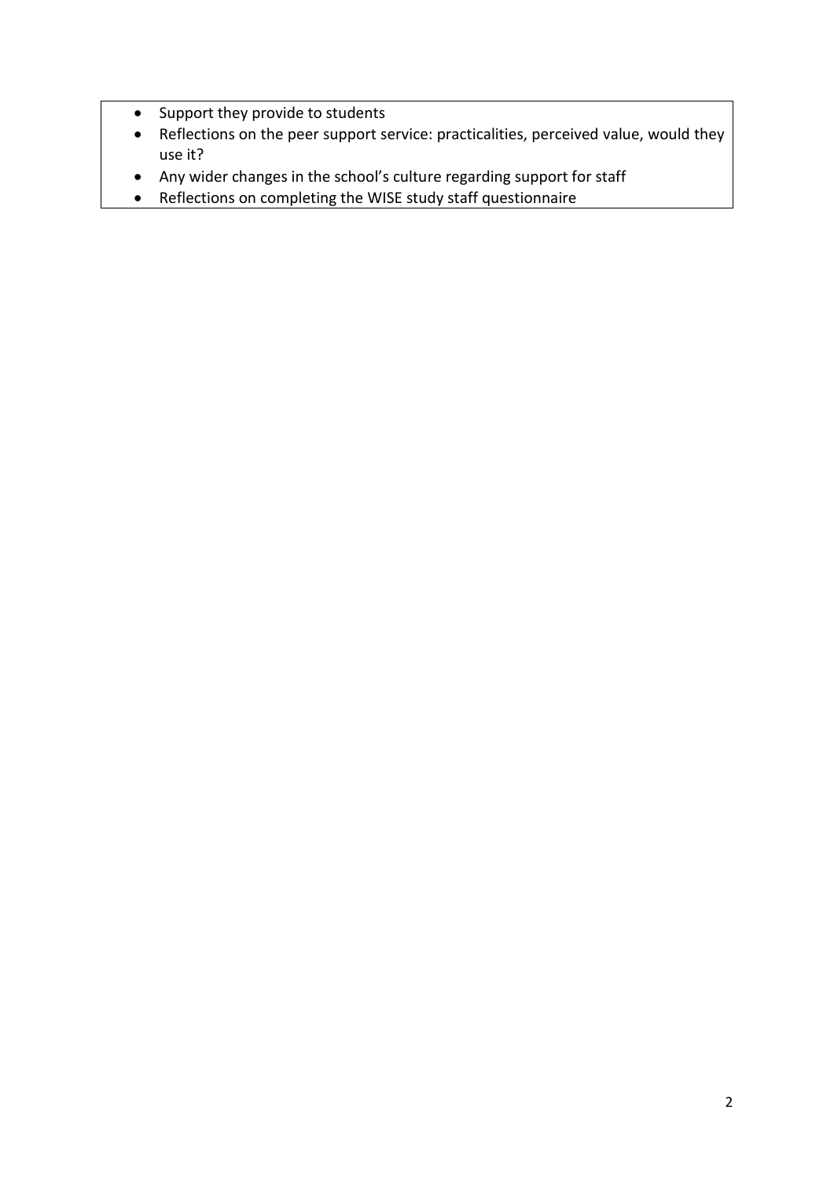- Support they provide to students
- Reflections on the peer support service: practicalities, perceived value, would they use it?
- Any wider changes in the school's culture regarding support for staff
- Reflections on completing the WISE study staff questionnaire